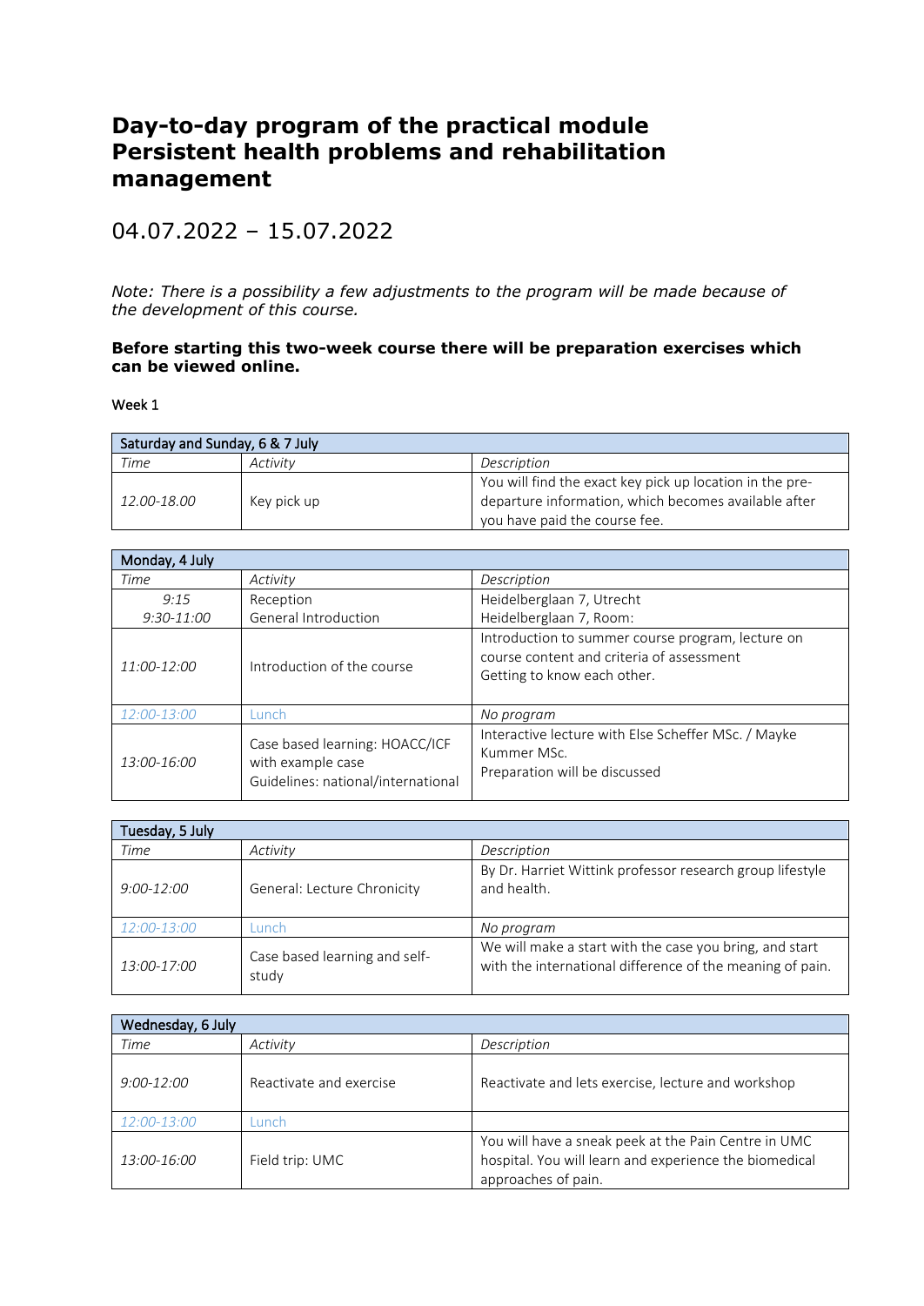# Day-to-day program of the practical module Persistent health problems and rehabilitation management

## 04.07.2022 – 15.07.2022

*Note: There is a possibility a few adjustments to the program will be made because of the development of this course.*

**Before starting this two-week course there will be preparation exercises which can be viewed online.**

Week 1

| Saturday and Sunday, 6 & 7 July | | |
|---|---|---|
| *Time* | *Activity* | *Description* |
| *12.00-18.00* | Key pick up | You will find the exact key pick up location in the pre-departure information, which becomes available after you have paid the course fee. |

| Monday, 4 July | | |
|---|---|---|
| *Time* | *Activity* | *Description* |
| *9:15*<br>*9:30-11:00* | Reception<br>General Introduction | Heidelberglaan 7, Utrecht<br>Heidelberglaan 7, Room: |
| *11:00-12:00* | Introduction of the course | Introduction to summer course program, lecture on course content and criteria of assessment<br>Getting to know each other. |
| *12:00-13:00* | Lunch | *No program* |
| *13:00-16:00* | Case based learning: HOACC/ICF with example case<br>Guidelines: national/international | Interactive lecture with Else Scheffer MSc. / Mayke Kummer MSc.<br>Preparation will be discussed |

| Tuesday, 5 July | | |
|---|---|---|
| *Time* | *Activity* | *Description* |
| *9:00-12:00* | General: Lecture Chronicity | By Dr. Harriet Wittink professor research group lifestyle and health. |
| *12:00-13:00* | Lunch | *No program* |
| *13:00-17:00* | Case based learning and self-study | We will make a start with the case you bring, and start with the international difference of the meaning of pain. |

| Wednesday, 6 July | | |
|---|---|---|
| *Time* | *Activity* | *Description* |
| *9:00-12:00* | Reactivate and exercise | Reactivate and lets exercise, lecture and workshop |
| *12:00-13:00* | Lunch | |
| *13:00-16:00* | Field trip: UMC | You will have a sneak peek at the Pain Centre in UMC hospital. You will learn and experience the biomedical approaches of pain. |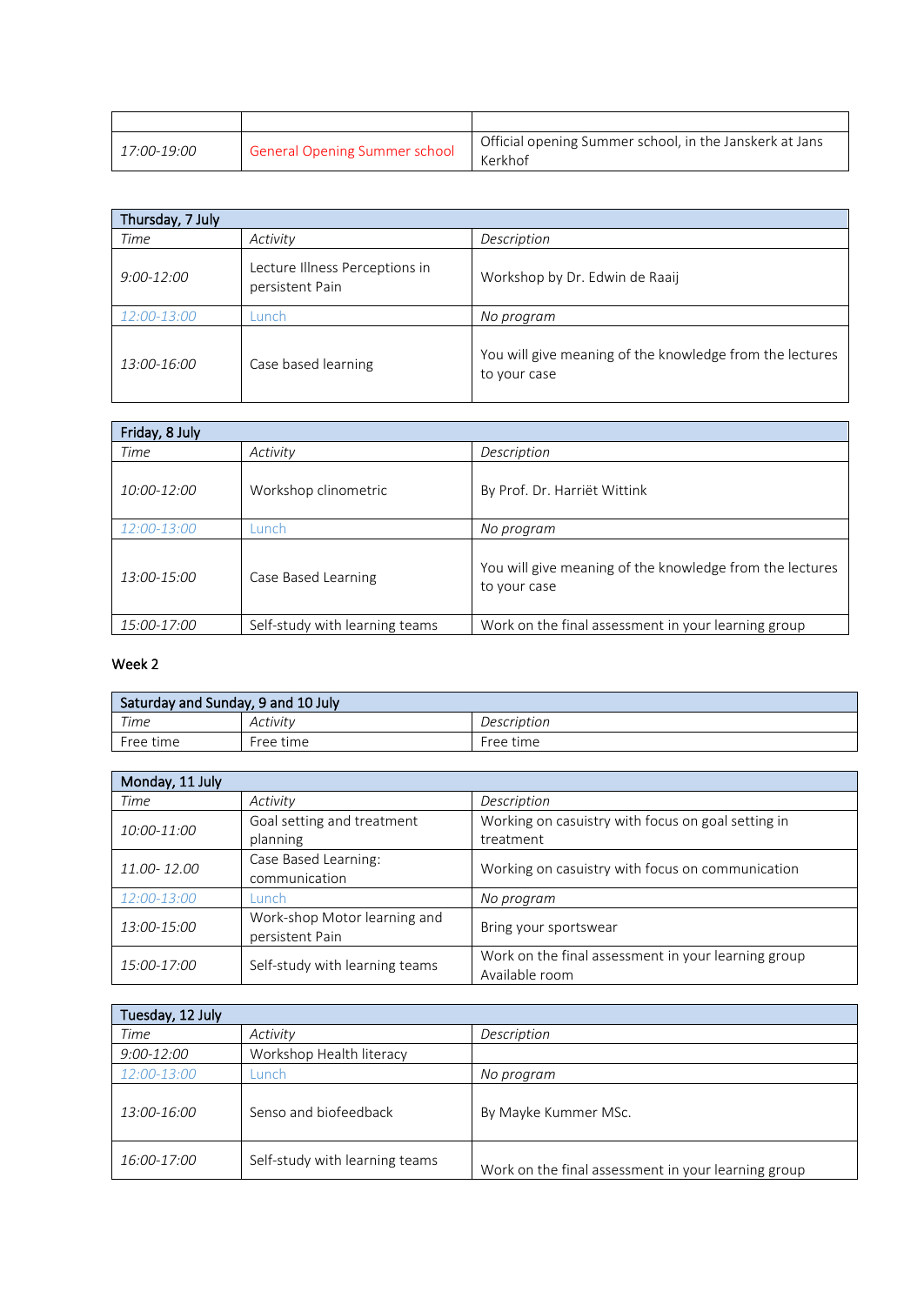| | | |
|---|---|---|
| 17:00-19:00 | General Opening Summer school | Official opening Summer school, in the Janskerk at Jans Kerkhof |

| Thursday, 7 July | | |
|---|---|---|
| *Time* | *Activity* | *Description* |
| *9:00-12:00* | Lecture Illness Perceptions in persistent Pain | Workshop by Dr. Edwin de Raaij |
| *12:00-13:00* | Lunch | *No program* |
| *13:00-16:00* | Case based learning | You will give meaning of the knowledge from the lectures to your case |

| Friday, 8 July | | |
|---|---|---|
| *Time* | *Activity* | *Description* |
| *10:00-12:00* | Workshop clinometric | By Prof. Dr. Harriët Wittink |
| *12:00-13:00* | Lunch | *No program* |
| *13:00-15:00* | Case Based Learning | You will give meaning of the knowledge from the lectures to your case |
| *15:00-17:00* | Self-study with learning teams | Work on the final assessment in your learning group |

Week 2

| Saturday and Sunday, 9 and 10 July | | |
|---|---|---|
| *Time* | *Activity* | *Description* |
| Free time | Free time | Free time |

| Monday, 11 July | | |
|---|---|---|
| *Time* | *Activity* | *Description* |
| *10:00-11:00* | Goal setting and treatment planning | Working on casuistry with focus on goal setting in treatment |
| *11.00- 12.00* | Case Based Learning: communication | Working on casuistry with focus on communication |
| *12:00-13:00* | Lunch | *No program* |
| *13:00-15:00* | Work-shop Motor learning and persistent Pain | Bring your sportswear |
| *15:00-17:00* | Self-study with learning teams | Work on the final assessment in your learning group Available room |

| Tuesday, 12 July | | |
|---|---|---|
| *Time* | *Activity* | *Description* |
| *9:00-12:00* | Workshop Health literacy | |
| *12:00-13:00* | Lunch | *No program* |
| *13:00-16:00* | Senso and biofeedback | By Mayke Kummer MSc. |
| *16:00-17:00* | Self-study with learning teams | Work on the final assessment in your learning group |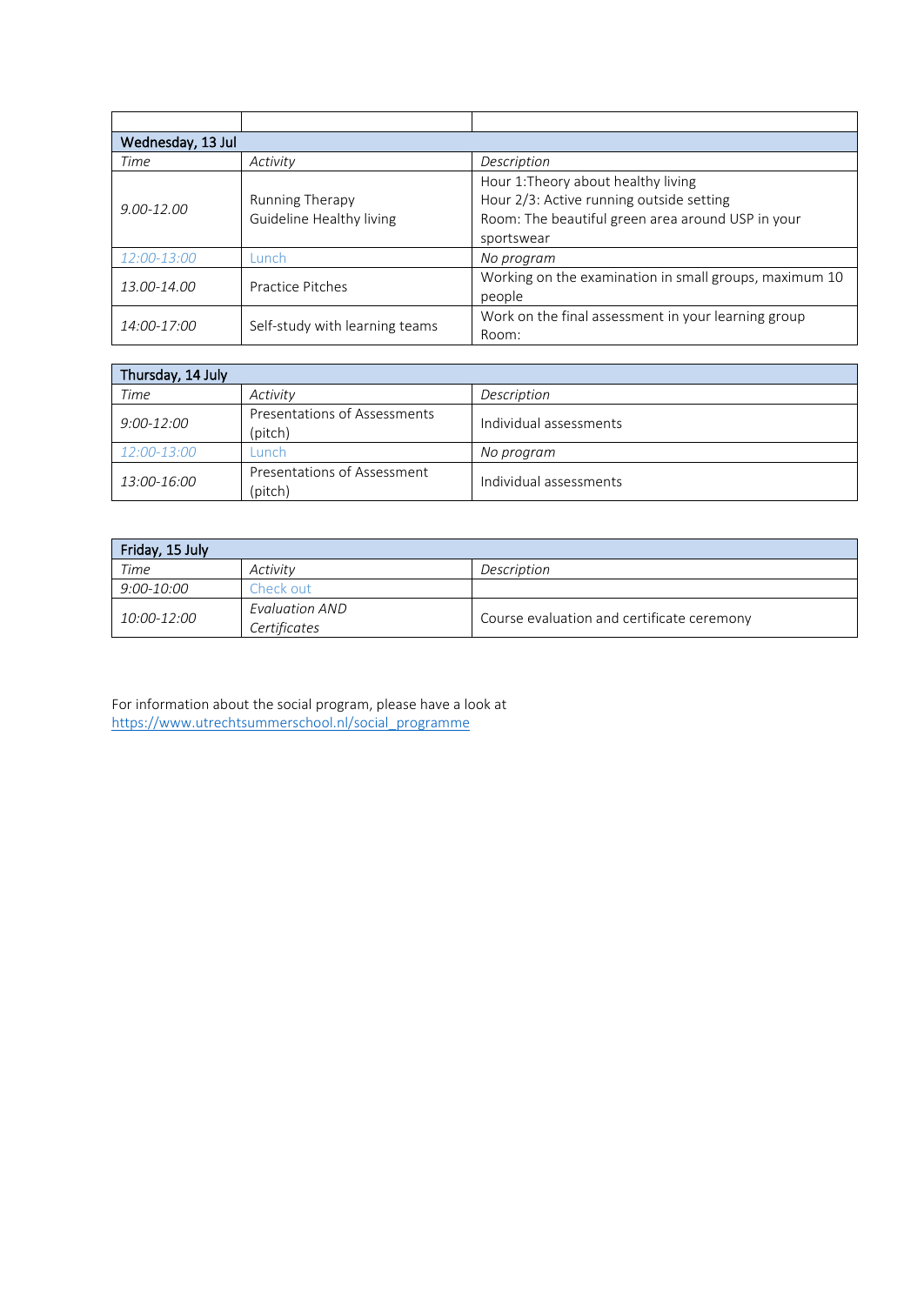| | | |
|---|---|---|
| Wednesday, 13 Jul | | |
| *Time* | *Activity* | *Description* |
| *9.00-12.00* | Running Therapy<br>Guideline Healthy living | Hour 1:Theory about healthy living<br>Hour 2/3: Active running outside setting<br>Room: The beautiful green area around USP in your sportswear |
| *12:00-13:00* | Lunch | *No program* |
| *13.00-14.00* | Practice Pitches | Working on the examination in small groups, maximum 10 people |
| *14:00-17:00* | Self-study with learning teams | Work on the final assessment in your learning group<br>Room: |

| Thursday, 14 July | | |
|---|---|---|
| *Time* | *Activity* | *Description* |
| *9:00-12:00* | Presentations of Assessments (pitch) | Individual assessments |
| *12:00-13:00* | Lunch | *No program* |
| *13:00-16:00* | Presentations of Assessment (pitch) | Individual assessments |

| Friday, 15 July | | |
|---|---|---|
| *Time* | *Activity* | *Description* |
| *9:00-10:00* | Check out | |
| *10:00-12:00* | *Evaluation AND Certificates* | Course evaluation and certificate ceremony |

For information about the social program, please have a look at https://www.utrechtsummerschool.nl/social_programme